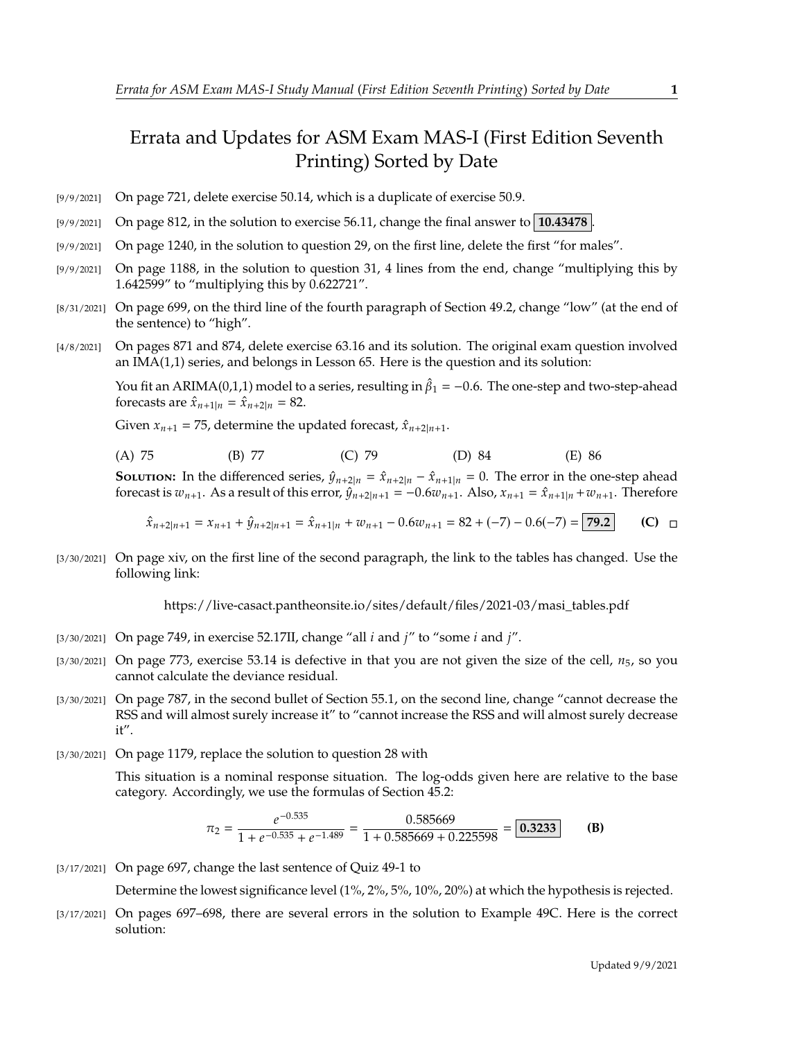# Errata and Updates for ASM Exam MAS-I (First Edition Seventh Printing) Sorted by Date

[9/9/2021] On page 721, delete exercise 50.14, which is a duplicate of exercise 50.9.

[9/9/2021] On page 812, in the solution to exercise 56.11, change the final answer to **10.43478**.

[9/9/2021] On page 1240, in the solution to question 29, on the first line, delete the first "for males".

[9/9/2021] On page 1188, in the solution to question 31, 4 lines from the end, change "multiplying this by 1.642599" to "multiplying this by 0.622721".

[8/31/2021] On page 699, on the third line of the fourth paragraph of Section 49.2, change "low" (at the end of the sentence) to "high".

[4/8/2021] On pages 871 and 874, delete exercise 63.16 and its solution. The original exam question involved an IMA(1,1) series, and belongs in Lesson 65. Here is the question and its solution:

You fit an ARIMA(0,1,1) model to a series, resulting in $\hat{\beta}_1 = -0.6$. The one-step and two-step-ahead forecasts are $\hat{x}_{n+1|n} = \hat{x}_{n+2|n} = 82$.

Given $x_{n+1} = 75$, determine the updated forecast, $\hat{x}_{n+2|n+1}$.

(A) 75 (B) 77 (C) 79 (D) 84 (E) 86

**Solution:** In the differenced series, $\hat{y}_{n+2|n} = \hat{x}_{n+2|n} - \hat{x}_{n+1|n} = 0$. The error in the one-step ahead forecast is $w_{n+1}$. As a result of this error, $\hat{y}_{n+2|n+1} = -0.6w_{n+1}$. Also, $x_{n+1} = \hat{x}_{n+1|n} + w_{n+1}$. Therefore

$$\hat{x}_{n+2|n+1} = x_{n+1} + \hat{y}_{n+2|n+1} = \hat{x}_{n+1|n} + w_{n+1} - 0.6w_{n+1} = 82 + (-7) - 0.6(-7) = \boxed{\mathbf{79.2}} \quad \textbf{(C)}$$

[3/30/2021] On page xiv, on the first line of the second paragraph, the link to the tables has changed. Use the following link:

https://live-casact.pantheonsite.io/sites/default/files/2021-03/masi_tables.pdf

[3/30/2021] On page 749, in exercise 52.17II, change "all $i$ and $j$" to "some $i$ and $j$".

[3/30/2021] On page 773, exercise 53.14 is defective in that you are not given the size of the cell, $n_5$, so you cannot calculate the deviance residual.

[3/30/2021] On page 787, in the second bullet of Section 55.1, on the second line, change "cannot decrease the RSS and will almost surely increase it" to "cannot increase the RSS and will almost surely decrease it".

[3/30/2021] On page 1179, replace the solution to question 28 with

This situation is a nominal response situation. The log-odds given here are relative to the base category. Accordingly, we use the formulas of Section 45.2:

$$\pi_2 = \frac{e^{-0.535}}{1 + e^{-0.535} + e^{-1.489}} = \frac{0.585669}{1 + 0.585669 + 0.225598} = \boxed{\mathbf{0.3233}} \quad \textbf{(B)}$$

[3/17/2021] On page 697, change the last sentence of Quiz 49-1 to

Determine the lowest significance level (1%, 2%, 5%, 10%, 20%) at which the hypothesis is rejected.

[3/17/2021] On pages 697–698, there are several errors in the solution to Example 49C. Here is the correct solution: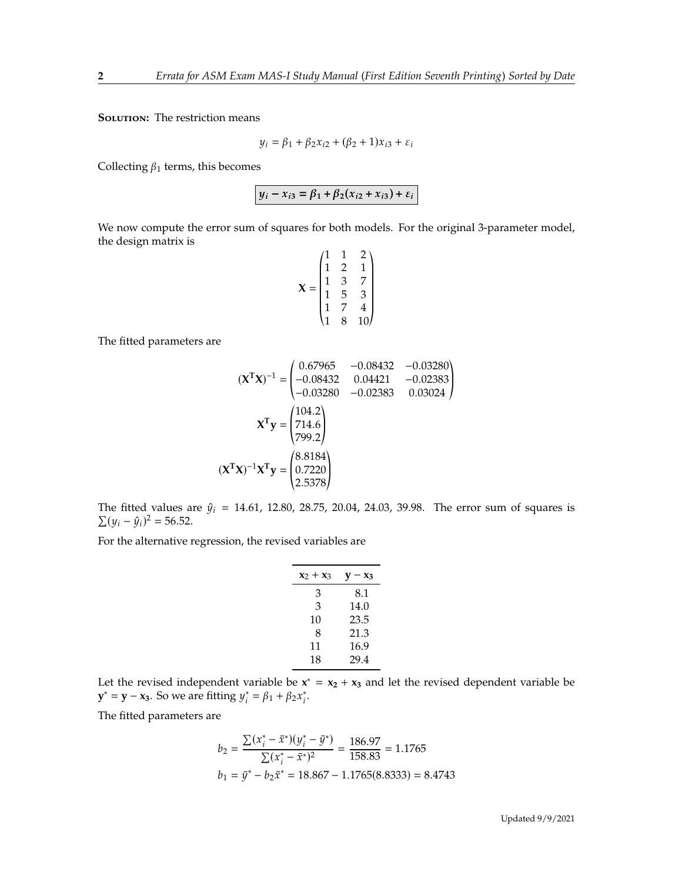**Solution:** The restriction means

$$y_i = \beta_1 + \beta_2 x_{i2} + (\beta_2 + 1)x_{i3} + \varepsilon_i$$

Collecting $\beta_1$ terms, this becomes

$$\boxed{\boldsymbol{y_i - x_{i3} = \beta_1 + \beta_2(x_{i2} + x_{i3}) + \varepsilon_i}}$$

We now compute the error sum of squares for both models. For the original 3-parameter model, the design matrix is

$$\mathbf{X} = \begin{pmatrix} 1 & 1 & 2 \\ 1 & 2 & 1 \\ 1 & 3 & 7 \\ 1 & 5 & 3 \\ 1 & 7 & 4 \\ 1 & 8 & 10 \end{pmatrix}$$

The fitted parameters are

$$(\mathbf{X^T X})^{-1} = \begin{pmatrix} 0.67965 & -0.08432 & -0.03280 \\ -0.08432 & 0.04421 & -0.02383 \\ -0.03280 & -0.02383 & 0.03024 \end{pmatrix}$$

$$\mathbf{X^T y} = \begin{pmatrix} 104.2 \\ 714.6 \\ 799.2 \end{pmatrix}$$

$$(\mathbf{X^T X})^{-1}\mathbf{X^T y} = \begin{pmatrix} 8.8184 \\ 0.7220 \\ 2.5378 \end{pmatrix}$$

The fitted values are $\hat{y}_i = 14.61, 12.80, 28.75, 20.04, 24.03, 39.98$. The error sum of squares is $\sum(y_i - \hat{y}_i)^2 = 56.52$.

For the alternative regression, the revised variables are

| $\mathbf{x}_2 + \mathbf{x}_3$ | $\mathbf{y} - \mathbf{x}_3$ |
|---|---|
| 3 | 8.1 |
| 3 | 14.0 |
| 10 | 23.5 |
| 8 | 21.3 |
| 11 | 16.9 |
| 18 | 29.4 |

Let the revised independent variable be $\mathbf{x}^* = \mathbf{x_2} + \mathbf{x_3}$ and let the revised dependent variable be $\mathbf{y}^* = \mathbf{y} - \mathbf{x_3}$. So we are fitting $y_i^* = \beta_1 + \beta_2 x_i^*$.

The fitted parameters are

$$b_2 = \frac{\sum(x_i^* - \bar{x}^*)(y_i^* - \bar{y}^*)}{\sum(x_i^* - \bar{x}^*)^2} = \frac{186.97}{158.83} = 1.1765$$

$$b_1 = \bar{y}^* - b_2\bar{x}^* = 18.867 - 1.1765(8.8333) = 8.4743$$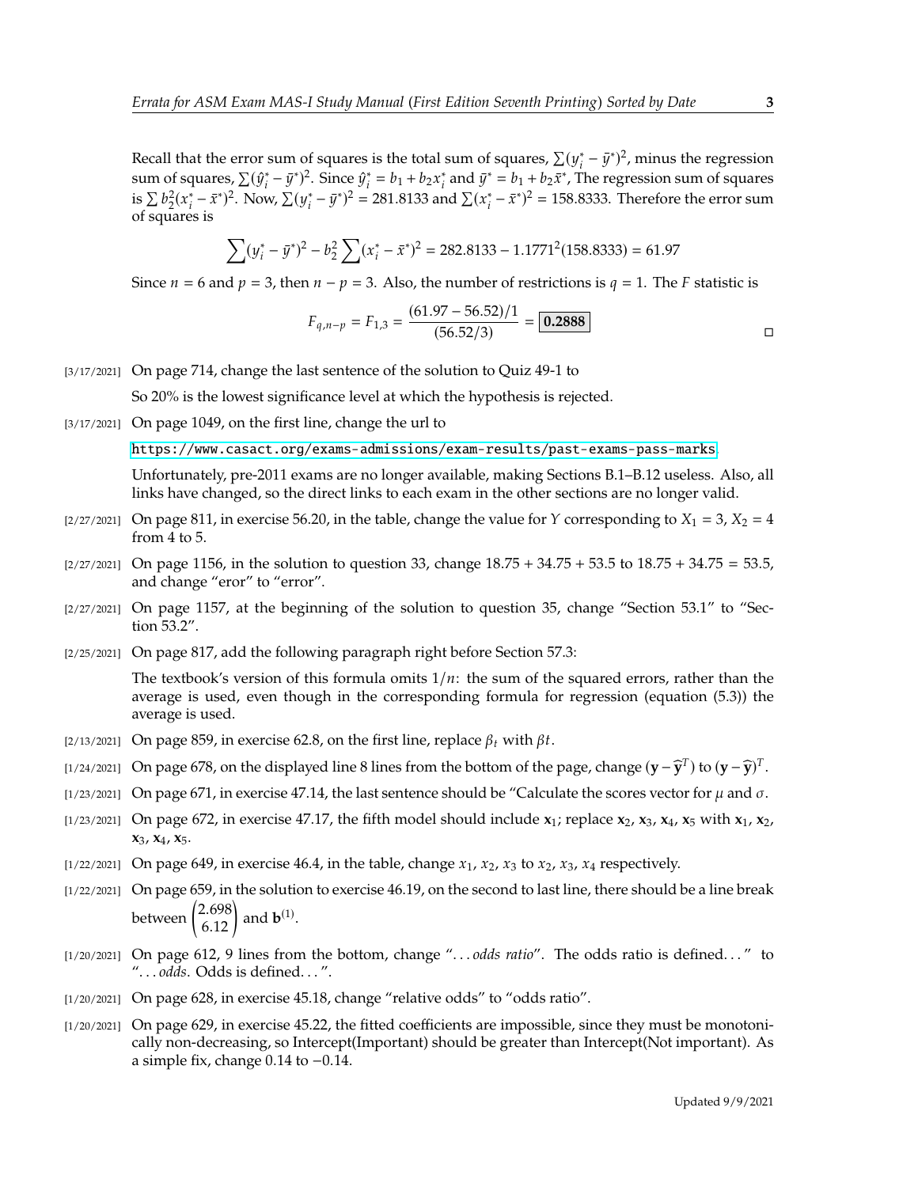Recall that the error sum of squares is the total sum of squares, $\sum(y_i^* - \bar{y}^*)^2$, minus the regression sum of squares, $\sum(\hat{y}_i^* - \bar{y}^*)^2$. Since $\hat{y}_i^* = b_1 + b_2 x_i^*$ and $\bar{y}^* = b_1 + b_2\bar{x}^*$, The regression sum of squares is $\sum b_2^2(x_i^* - \bar{x}^*)^2$. Now, $\sum(y_i^* - \bar{y}^*)^2 = 281.8133$ and $\sum(x_i^* - \bar{x}^*)^2 = 158.8333$. Therefore the error sum of squares is

$$\sum(y_i^* - \bar{y}^*)^2 - b_2^2 \sum(x_i^* - \bar{x}^*)^2 = 282.8133 - 1.1771^2(158.8333) = 61.97$$

Since $n = 6$ and $p = 3$, then $n - p = 3$. Also, the number of restrictions is $q = 1$. The $F$ statistic is

$$F_{q,n-p} = F_{1,3} = \frac{(61.97 - 56.52)/1}{(56.52/3)} = \boxed{\mathbf{0.2888}}$$

□

[3/17/2021] On page 714, change the last sentence of the solution to Quiz 49-1 to

So 20% is the lowest significance level at which the hypothesis is rejected.

[3/17/2021] On page 1049, on the first line, change the url to

https://www.casact.org/exams-admissions/exam-results/past-exams-pass-marks

Unfortunately, pre-2011 exams are no longer available, making Sections B.1–B.12 useless. Also, all links have changed, so the direct links to each exam in the other sections are no longer valid.

[2/27/2021] On page 811, in exercise 56.20, in the table, change the value for $Y$ corresponding to $X_1 = 3$, $X_2 = 4$ from 4 to 5.

[2/27/2021] On page 1156, in the solution to question 33, change 18.75 + 34.75 + 53.5 to 18.75 + 34.75 = 53.5, and change "eror" to "error".

[2/27/2021] On page 1157, at the beginning of the solution to question 35, change "Section 53.1" to "Section 53.2".

[2/25/2021] On page 817, add the following paragraph right before Section 57.3:

The textbook's version of this formula omits $1/n$: the sum of the squared errors, rather than the average is used, even though in the corresponding formula for regression (equation (5.3)) the average is used.

[2/13/2021] On page 859, in exercise 62.8, on the first line, replace $\beta_t$ with $\beta t$.

[1/24/2021] On page 678, on the displayed line 8 lines from the bottom of the page, change $(\mathbf{y} - \widehat{\mathbf{y}}^T)$ to $(\mathbf{y} - \widehat{\mathbf{y}})^T$.

[1/23/2021] On page 671, in exercise 47.14, the last sentence should be "Calculate the scores vector for $\mu$ and $\sigma$.

[1/23/2021] On page 672, in exercise 47.17, the fifth model should include $\mathbf{x}_1$; replace $\mathbf{x}_2$, $\mathbf{x}_3$, $\mathbf{x}_4$, $\mathbf{x}_5$ with $\mathbf{x}_1$, $\mathbf{x}_2$, $\mathbf{x}_3$, $\mathbf{x}_4$, $\mathbf{x}_5$.

[1/22/2021] On page 649, in exercise 46.4, in the table, change $x_1$, $x_2$, $x_3$ to $x_2$, $x_3$, $x_4$ respectively.

[1/22/2021] On page 659, in the solution to exercise 46.19, on the second to last line, there should be a line break between $\begin{pmatrix} 2.698 \\ 6.12 \end{pmatrix}$ and $\mathbf{b}^{(1)}$.

[1/20/2021] On page 612, 9 lines from the bottom, change "...*odds ratio*". The odds ratio is defined..." to "...*odds*. Odds is defined...".

[1/20/2021] On page 628, in exercise 45.18, change "relative odds" to "odds ratio".

[1/20/2021] On page 629, in exercise 45.22, the fitted coefficients are impossible, since they must be monotonically non-decreasing, so Intercept(Important) should be greater than Intercept(Not important). As a simple fix, change 0.14 to −0.14.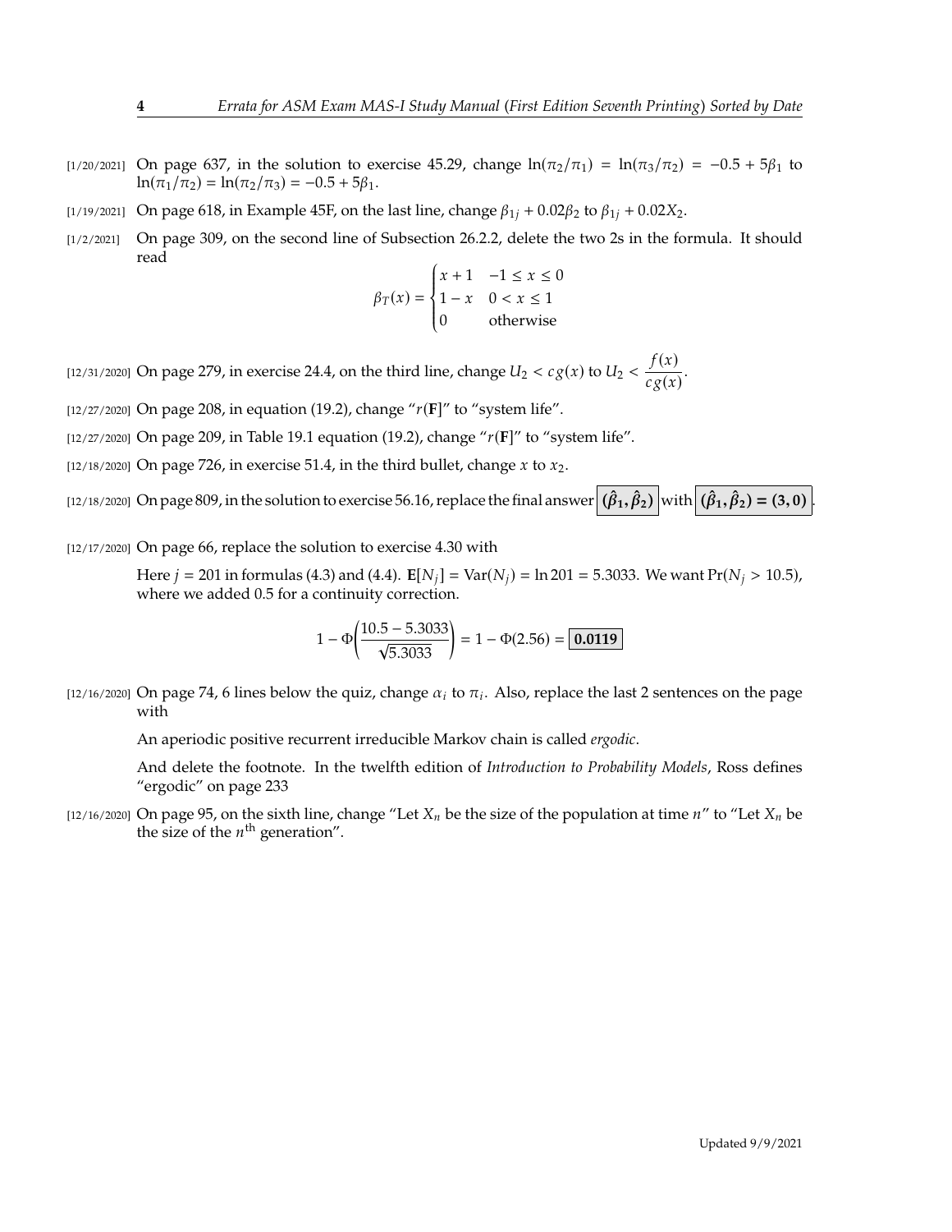[1/20/2021] On page 637, in the solution to exercise 45.29, change $\ln(\pi_2/\pi_1) = \ln(\pi_3/\pi_2) = -0.5 + 5\beta_1$ to $\ln(\pi_1/\pi_2) = \ln(\pi_2/\pi_3) = -0.5 + 5\beta_1$.

[1/19/2021] On page 618, in Example 45F, on the last line, change $\beta_{1j} + 0.02\beta_2$ to $\beta_{1j} + 0.02X_2$.

[1/2/2021] On page 309, on the second line of Subsection 26.2.2, delete the two 2s in the formula. It should read

$$\beta_T(x) = \begin{cases} x+1 & -1 \le x \le 0 \\ 1-x & 0 < x \le 1 \\ 0 & \text{otherwise} \end{cases}$$

[12/31/2020] On page 279, in exercise 24.4, on the third line, change $U_2 < cg(x)$ to $U_2 < \dfrac{f(x)}{cg(x)}$.

[12/27/2020] On page 208, in equation (19.2), change "$r(\mathbf{F})$" to "system life".

[12/27/2020] On page 209, in Table 19.1 equation (19.2), change "$r(\mathbf{F})$" to "system life".

[12/18/2020] On page 726, in exercise 51.4, in the third bullet, change $x$ to $x_2$.

[12/18/2020] On page 809, in the solution to exercise 56.16, replace the final answer $\boxed{(\hat{\beta}_1, \hat{\beta}_2)}$ with $\boxed{(\hat{\beta}_1, \hat{\beta}_2) = (3, 0)}$.

[12/17/2020] On page 66, replace the solution to exercise 4.30 with

Here $j = 201$ in formulas (4.3) and (4.4). $\mathbf{E}[N_j] = \operatorname{Var}(N_j) = \ln 201 = 5.3033$. We want $\Pr(N_j > 10.5)$, where we added 0.5 for a continuity correction.

$$1 - \Phi\left(\frac{10.5 - 5.3033}{\sqrt{5.3033}}\right) = 1 - \Phi(2.56) = \boxed{\mathbf{0.0119}}$$

[12/16/2020] On page 74, 6 lines below the quiz, change $\alpha_i$ to $\pi_i$. Also, replace the last 2 sentences on the page with

An aperiodic positive recurrent irreducible Markov chain is called *ergodic*.

And delete the footnote. In the twelfth edition of *Introduction to Probability Models*, Ross defines "ergodic" on page 233

[12/16/2020] On page 95, on the sixth line, change "Let $X_n$ be the size of the population at time $n$" to "Let $X_n$ be the size of the $n^{\text{th}}$ generation".